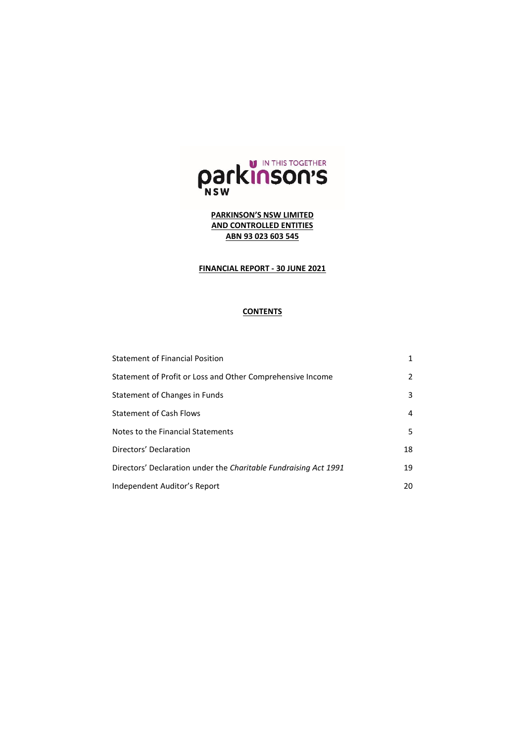**PARKINSON'S NSW LIMITED**
**AND CONTROLLED ENTITIES**
**ABN 93 023 603 545**

**FINANCIAL REPORT - 30 JUNE 2021**

**CONTENTS**

| | |
|---|---|
| Statement of Financial Position | 1 |
| Statement of Profit or Loss and Other Comprehensive Income | 2 |
| Statement of Changes in Funds | 3 |
| Statement of Cash Flows | 4 |
| Notes to the Financial Statements | 5 |
| Directors' Declaration | 18 |
| Directors' Declaration under the *Charitable Fundraising Act 1991* | 19 |
| Independent Auditor's Report | 20 |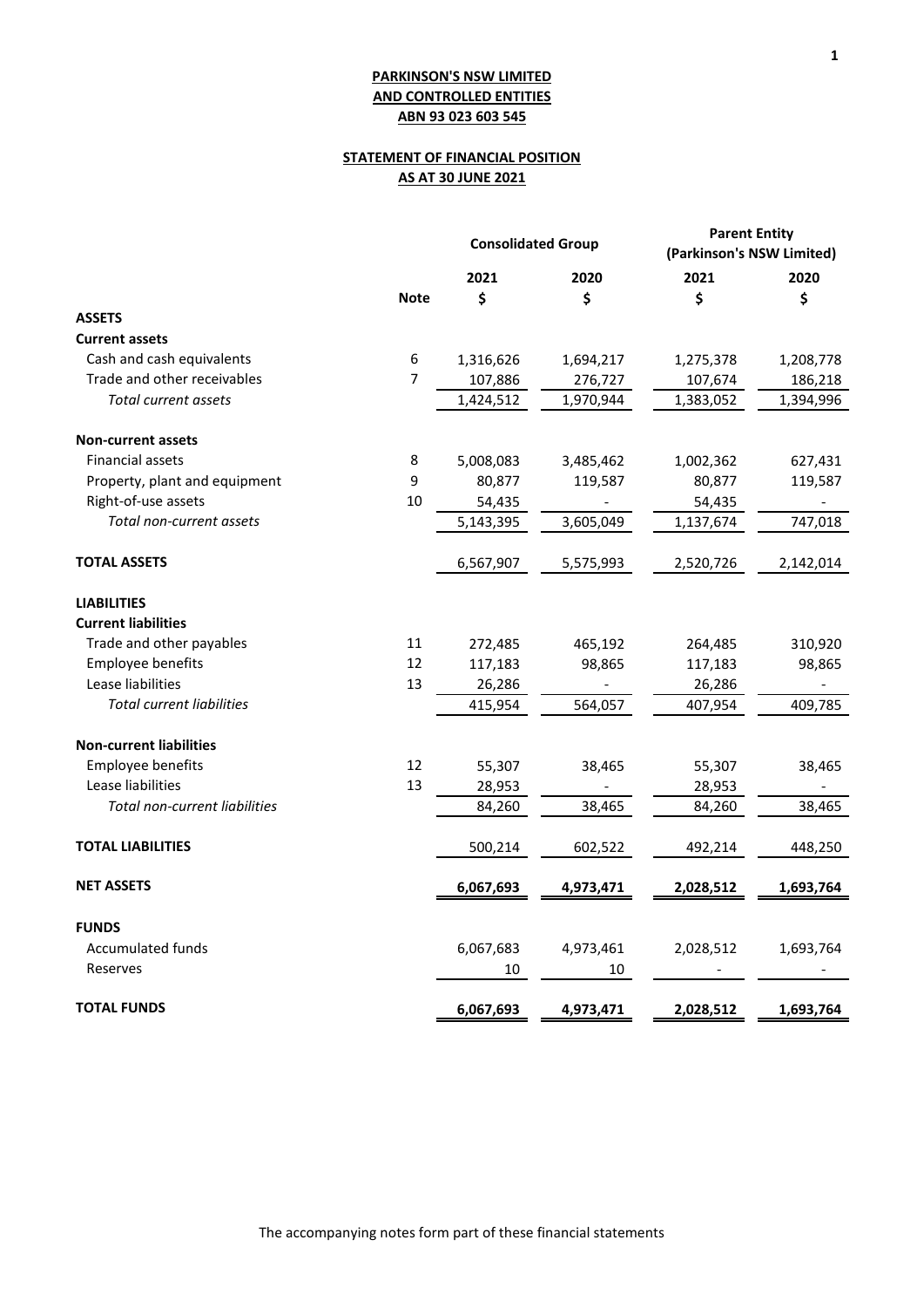**PARKINSON'S NSW LIMITED**
**AND CONTROLLED ENTITIES**
**ABN 93 023 603 545**

**STATEMENT OF FINANCIAL POSITION**
**AS AT 30 JUNE 2021**

| | | Consolidated Group | | Parent Entity (Parkinson's NSW Limited) | |
|---|---|---|---|---|---|
| | | **2021** | **2020** | **2021** | **2020** |
| | **Note** | **$** | **$** | **$** | **$** |
| **ASSETS** | | | | | |
| **Current assets** | | | | | |
| Cash and cash equivalents | 6 | 1,316,626 | 1,694,217 | 1,275,378 | 1,208,778 |
| Trade and other receivables | 7 | 107,886 | 276,727 | 107,674 | 186,218 |
| *Total current assets* | | 1,424,512 | 1,970,944 | 1,383,052 | 1,394,996 |
| **Non-current assets** | | | | | |
| Financial assets | 8 | 5,008,083 | 3,485,462 | 1,002,362 | 627,431 |
| Property, plant and equipment | 9 | 80,877 | 119,587 | 80,877 | 119,587 |
| Right-of-use assets | 10 | 54,435 | - | 54,435 | - |
| *Total non-current assets* | | 5,143,395 | 3,605,049 | 1,137,674 | 747,018 |
| **TOTAL ASSETS** | | 6,567,907 | 5,575,993 | 2,520,726 | 2,142,014 |
| **LIABILITIES** | | | | | |
| **Current liabilities** | | | | | |
| Trade and other payables | 11 | 272,485 | 465,192 | 264,485 | 310,920 |
| Employee benefits | 12 | 117,183 | 98,865 | 117,183 | 98,865 |
| Lease liabilities | 13 | 26,286 | - | 26,286 | - |
| *Total current liabilities* | | 415,954 | 564,057 | 407,954 | 409,785 |
| **Non-current liabilities** | | | | | |
| Employee benefits | 12 | 55,307 | 38,465 | 55,307 | 38,465 |
| Lease liabilities | 13 | 28,953 | - | 28,953 | - |
| *Total non-current liabilities* | | 84,260 | 38,465 | 84,260 | 38,465 |
| **TOTAL LIABILITIES** | | 500,214 | 602,522 | 492,214 | 448,250 |
| **NET ASSETS** | | **6,067,693** | **4,973,471** | **2,028,512** | **1,693,764** |
| **FUNDS** | | | | | |
| Accumulated funds | | 6,067,683 | 4,973,461 | 2,028,512 | 1,693,764 |
| Reserves | | 10 | 10 | - | - |
| **TOTAL FUNDS** | | **6,067,693** | **4,973,471** | **2,028,512** | **1,693,764** |

The accompanying notes form part of these financial statements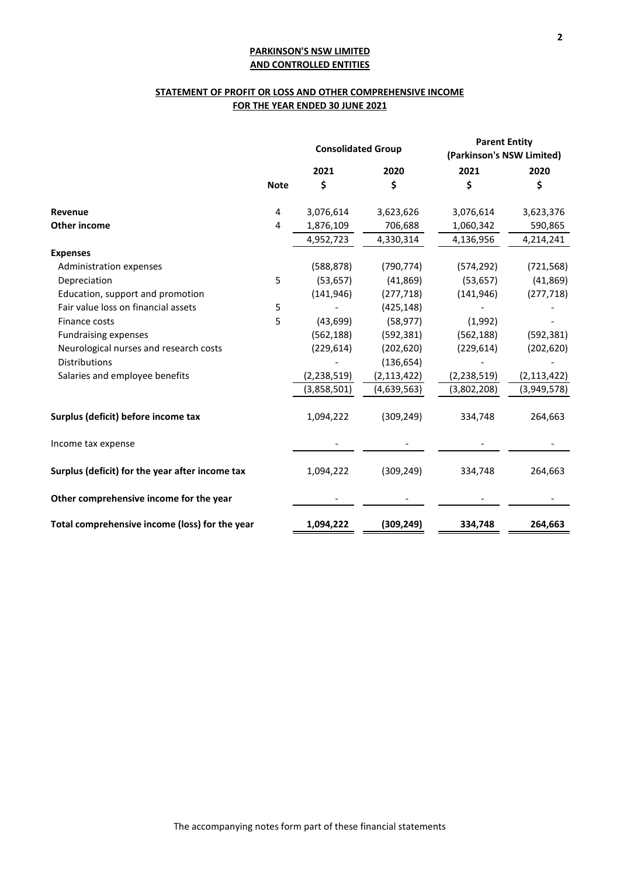**PARKINSON'S NSW LIMITED**
**AND CONTROLLED ENTITIES**

**STATEMENT OF PROFIT OR LOSS AND OTHER COMPREHENSIVE INCOME**
**FOR THE YEAR ENDED 30 JUNE 2021**

| | Note | Consolidated Group | | Parent Entity (Parkinson's NSW Limited) | |
|---|---|---|---|---|---|
| | | 2021 | 2020 | 2021 | 2020 |
| | | $ | $ | $ | $ |
| **Revenue** | 4 | 3,076,614 | 3,623,626 | 3,076,614 | 3,623,376 |
| **Other income** | 4 | 1,876,109 | 706,688 | 1,060,342 | 590,865 |
| | | 4,952,723 | 4,330,314 | 4,136,956 | 4,214,241 |
| **Expenses** | | | | | |
| Administration expenses | | (588,878) | (790,774) | (574,292) | (721,568) |
| Depreciation | 5 | (53,657) | (41,869) | (53,657) | (41,869) |
| Education, support and promotion | | (141,946) | (277,718) | (141,946) | (277,718) |
| Fair value loss on financial assets | 5 | - | (425,148) | - | - |
| Finance costs | 5 | (43,699) | (58,977) | (1,992) | - |
| Fundraising expenses | | (562,188) | (592,381) | (562,188) | (592,381) |
| Neurological nurses and research costs | | (229,614) | (202,620) | (229,614) | (202,620) |
| Distributions | | - | (136,654) | - | - |
| Salaries and employee benefits | | (2,238,519) | (2,113,422) | (2,238,519) | (2,113,422) |
| | | (3,858,501) | (4,639,563) | (3,802,208) | (3,949,578) |
| **Surplus (deficit) before income tax** | | 1,094,222 | (309,249) | 334,748 | 264,663 |
| Income tax expense | | - | - | - | - |
| **Surplus (deficit) for the year after income tax** | | 1,094,222 | (309,249) | 334,748 | 264,663 |
| **Other comprehensive income for the year** | | - | - | - | - |
| **Total comprehensive income (loss) for the year** | | **1,094,222** | **(309,249)** | **334,748** | **264,663** |

The accompanying notes form part of these financial statements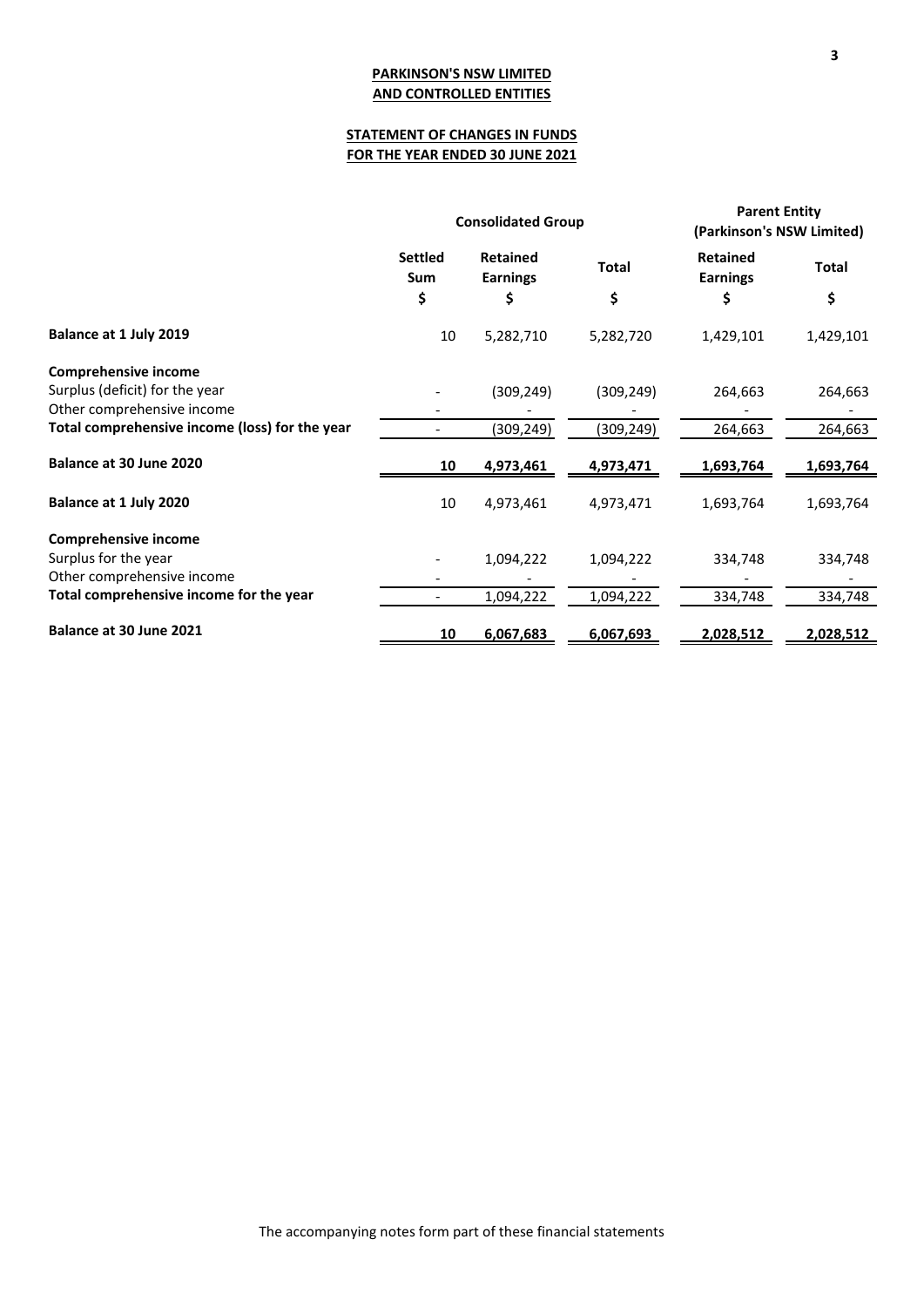**PARKINSON'S NSW LIMITED**
**AND CONTROLLED ENTITIES**

**STATEMENT OF CHANGES IN FUNDS**
**FOR THE YEAR ENDED 30 JUNE 2021**

| | Consolidated Group | | | Parent Entity (Parkinson's NSW Limited) | |
|---|---|---|---|---|---|
| | Settled Sum | Retained Earnings | Total | Retained Earnings | Total |
| | $ | $ | $ | $ | $ |
| **Balance at 1 July 2019** | 10 | 5,282,710 | 5,282,720 | 1,429,101 | 1,429,101 |
| **Comprehensive income** | | | | | |
| Surplus (deficit) for the year | - | (309,249) | (309,249) | 264,663 | 264,663 |
| Other comprehensive income | - | - | - | - | - |
| **Total comprehensive income (loss) for the year** | - | (309,249) | (309,249) | 264,663 | 264,663 |
| **Balance at 30 June 2020** | **10** | **4,973,461** | **4,973,471** | **1,693,764** | **1,693,764** |
| **Balance at 1 July 2020** | 10 | 4,973,461 | 4,973,471 | 1,693,764 | 1,693,764 |
| **Comprehensive income** | | | | | |
| Surplus for the year | - | 1,094,222 | 1,094,222 | 334,748 | 334,748 |
| Other comprehensive income | - | - | - | - | - |
| **Total comprehensive income for the year** | - | 1,094,222 | 1,094,222 | 334,748 | 334,748 |
| **Balance at 30 June 2021** | **10** | **6,067,683** | **6,067,693** | **2,028,512** | **2,028,512** |

The accompanying notes form part of these financial statements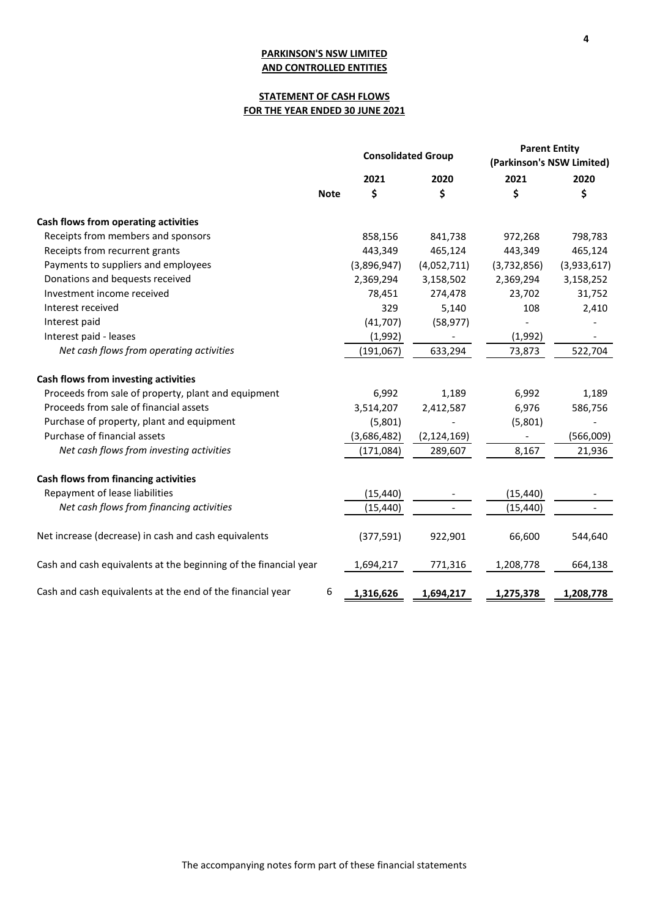**PARKINSON'S NSW LIMITED**
**AND CONTROLLED ENTITIES**

**STATEMENT OF CASH FLOWS**
**FOR THE YEAR ENDED 30 JUNE 2021**

| | Note | Consolidated Group | | Parent Entity (Parkinson's NSW Limited) | |
|---|---|---|---|---|---|
| | | 2021 | 2020 | 2021 | 2020 |
| | | $ | $ | $ | $ |
| **Cash flows from operating activities** | | | | | |
| Receipts from members and sponsors | | 858,156 | 841,738 | 972,268 | 798,783 |
| Receipts from recurrent grants | | 443,349 | 465,124 | 443,349 | 465,124 |
| Payments to suppliers and employees | | (3,896,947) | (4,052,711) | (3,732,856) | (3,933,617) |
| Donations and bequests received | | 2,369,294 | 3,158,502 | 2,369,294 | 3,158,252 |
| Investment income received | | 78,451 | 274,478 | 23,702 | 31,752 |
| Interest received | | 329 | 5,140 | 108 | 2,410 |
| Interest paid | | (41,707) | (58,977) | - | - |
| Interest paid - leases | | (1,992) | - | (1,992) | - |
| *Net cash flows from operating activities* | | (191,067) | 633,294 | 73,873 | 522,704 |
| **Cash flows from investing activities** | | | | | |
| Proceeds from sale of property, plant and equipment | | 6,992 | 1,189 | 6,992 | 1,189 |
| Proceeds from sale of financial assets | | 3,514,207 | 2,412,587 | 6,976 | 586,756 |
| Purchase of property, plant and equipment | | (5,801) | - | (5,801) | - |
| Purchase of financial assets | | (3,686,482) | (2,124,169) | - | (566,009) |
| *Net cash flows from investing activities* | | (171,084) | 289,607 | 8,167 | 21,936 |
| **Cash flows from financing activities** | | | | | |
| Repayment of lease liabilities | | (15,440) | - | (15,440) | - |
| *Net cash flows from financing activities* | | (15,440) | - | (15,440) | - |
| Net increase (decrease) in cash and cash equivalents | | (377,591) | 922,901 | 66,600 | 544,640 |
| Cash and cash equivalents at the beginning of the financial year | | 1,694,217 | 771,316 | 1,208,778 | 664,138 |
| Cash and cash equivalents at the end of the financial year | 6 | 1,316,626 | 1,694,217 | 1,275,378 | 1,208,778 |

The accompanying notes form part of these financial statements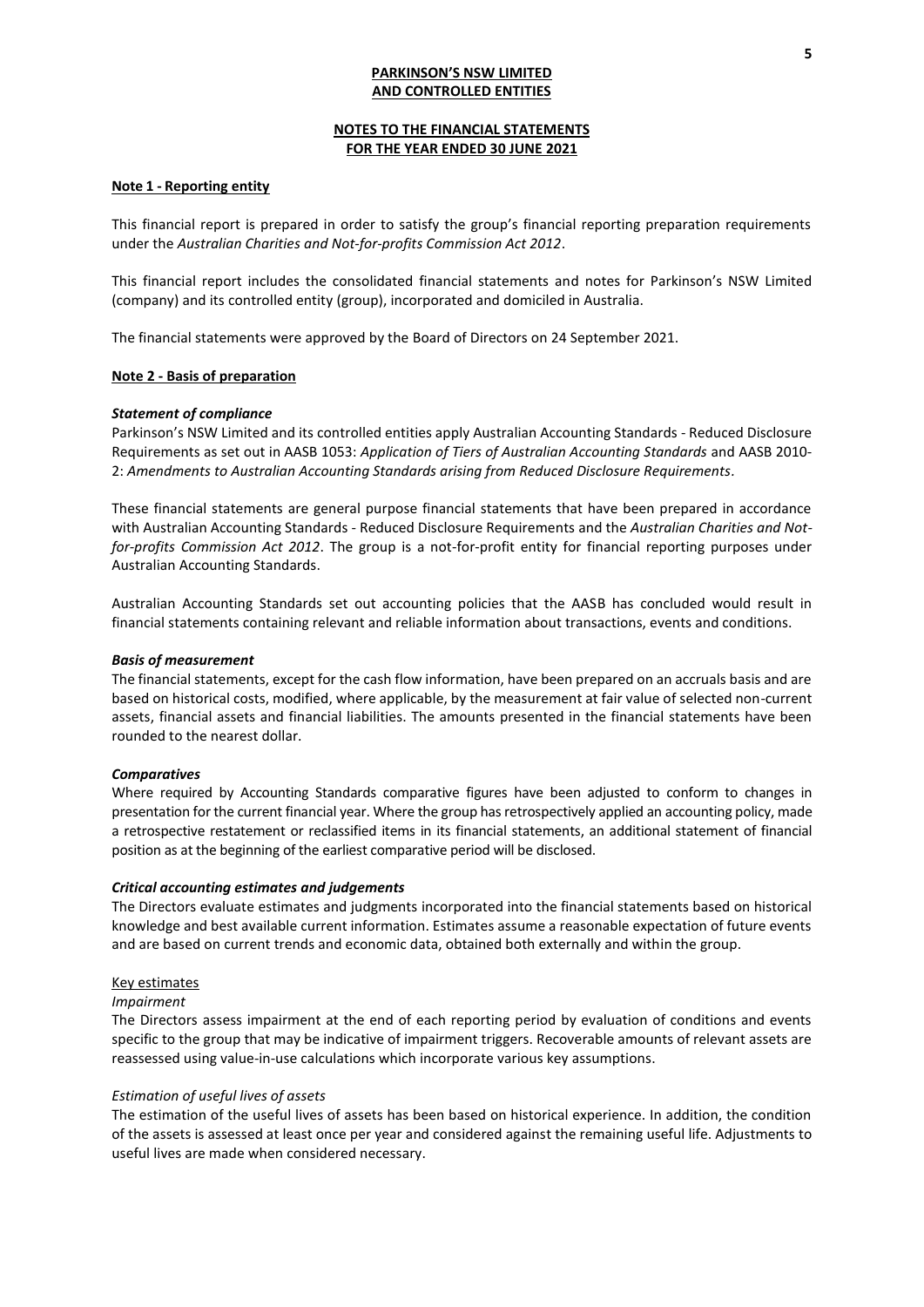**PARKINSON'S NSW LIMITED**
**AND CONTROLLED ENTITIES**

**NOTES TO THE FINANCIAL STATEMENTS**
**FOR THE YEAR ENDED 30 JUNE 2021**

## Note 1 - Reporting entity

This financial report is prepared in order to satisfy the group's financial reporting preparation requirements under the *Australian Charities and Not-for-profits Commission Act 2012*.

This financial report includes the consolidated financial statements and notes for Parkinson's NSW Limited (company) and its controlled entity (group), incorporated and domiciled in Australia.

The financial statements were approved by the Board of Directors on 24 September 2021.

## Note 2 - Basis of preparation

### *Statement of compliance*

Parkinson's NSW Limited and its controlled entities apply Australian Accounting Standards - Reduced Disclosure Requirements as set out in AASB 1053: *Application of Tiers of Australian Accounting Standards* and AASB 2010-2: *Amendments to Australian Accounting Standards arising from Reduced Disclosure Requirements*.

These financial statements are general purpose financial statements that have been prepared in accordance with Australian Accounting Standards - Reduced Disclosure Requirements and the *Australian Charities and Not-for-profits Commission Act 2012*. The group is a not-for-profit entity for financial reporting purposes under Australian Accounting Standards.

Australian Accounting Standards set out accounting policies that the AASB has concluded would result in financial statements containing relevant and reliable information about transactions, events and conditions.

### *Basis of measurement*

The financial statements, except for the cash flow information, have been prepared on an accruals basis and are based on historical costs, modified, where applicable, by the measurement at fair value of selected non-current assets, financial assets and financial liabilities. The amounts presented in the financial statements have been rounded to the nearest dollar.

### *Comparatives*

Where required by Accounting Standards comparative figures have been adjusted to conform to changes in presentation for the current financial year. Where the group has retrospectively applied an accounting policy, made a retrospective restatement or reclassified items in its financial statements, an additional statement of financial position as at the beginning of the earliest comparative period will be disclosed.

### *Critical accounting estimates and judgements*

The Directors evaluate estimates and judgments incorporated into the financial statements based on historical knowledge and best available current information. Estimates assume a reasonable expectation of future events and are based on current trends and economic data, obtained both externally and within the group.

Key estimates

*Impairment*

The Directors assess impairment at the end of each reporting period by evaluation of conditions and events specific to the group that may be indicative of impairment triggers. Recoverable amounts of relevant assets are reassessed using value-in-use calculations which incorporate various key assumptions.

*Estimation of useful lives of assets*

The estimation of the useful lives of assets has been based on historical experience. In addition, the condition of the assets is assessed at least once per year and considered against the remaining useful life. Adjustments to useful lives are made when considered necessary.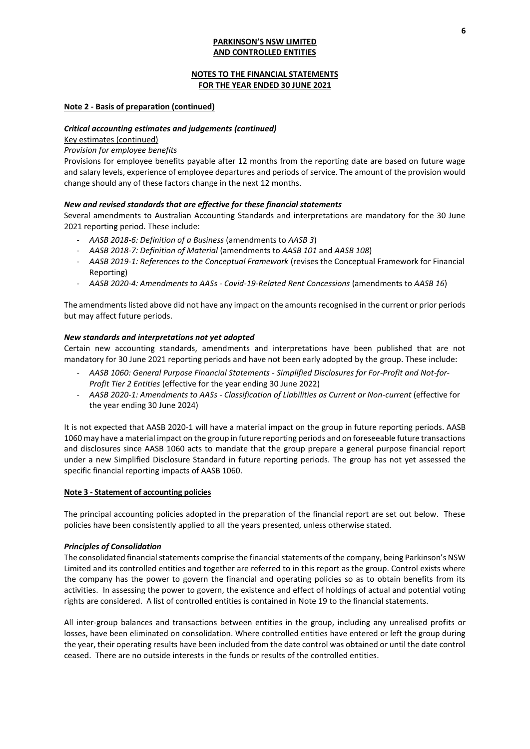**PARKINSON'S NSW LIMITED**
**AND CONTROLLED ENTITIES**

**NOTES TO THE FINANCIAL STATEMENTS**
**FOR THE YEAR ENDED 30 JUNE 2021**

**Note 2 - Basis of preparation (continued)**

***Critical accounting estimates and judgements (continued)***

Key estimates (continued)

*Provision for employee benefits*

Provisions for employee benefits payable after 12 months from the reporting date are based on future wage and salary levels, experience of employee departures and periods of service. The amount of the provision would change should any of these factors change in the next 12 months.

***New and revised standards that are effective for these financial statements***

Several amendments to Australian Accounting Standards and interpretations are mandatory for the 30 June 2021 reporting period. These include:

- *AASB 2018-6: Definition of a Business* (amendments to *AASB 3*)
- *AASB 2018-7: Definition of Material* (amendments to *AASB 101* and *AASB 108*)
- *AASB 2019-1: References to the Conceptual Framework* (revises the Conceptual Framework for Financial Reporting)
- *AASB 2020-4: Amendments to AASs - Covid-19-Related Rent Concessions* (amendments to *AASB 16*)

The amendments listed above did not have any impact on the amounts recognised in the current or prior periods but may affect future periods.

***New standards and interpretations not yet adopted***

Certain new accounting standards, amendments and interpretations have been published that are not mandatory for 30 June 2021 reporting periods and have not been early adopted by the group. These include:

- *AASB 1060: General Purpose Financial Statements - Simplified Disclosures for For-Profit and Not-for-Profit Tier 2 Entities* (effective for the year ending 30 June 2022)
- *AASB 2020-1: Amendments to AASs - Classification of Liabilities as Current or Non-current* (effective for the year ending 30 June 2024)

It is not expected that AASB 2020-1 will have a material impact on the group in future reporting periods. AASB 1060 may have a material impact on the group in future reporting periods and on foreseeable future transactions and disclosures since AASB 1060 acts to mandate that the group prepare a general purpose financial report under a new Simplified Disclosure Standard in future reporting periods. The group has not yet assessed the specific financial reporting impacts of AASB 1060.

**Note 3 - Statement of accounting policies**

The principal accounting policies adopted in the preparation of the financial report are set out below. These policies have been consistently applied to all the years presented, unless otherwise stated.

***Principles of Consolidation***

The consolidated financial statements comprise the financial statements of the company, being Parkinson's NSW Limited and its controlled entities and together are referred to in this report as the group. Control exists where the company has the power to govern the financial and operating policies so as to obtain benefits from its activities. In assessing the power to govern, the existence and effect of holdings of actual and potential voting rights are considered. A list of controlled entities is contained in Note 19 to the financial statements.

All inter-group balances and transactions between entities in the group, including any unrealised profits or losses, have been eliminated on consolidation. Where controlled entities have entered or left the group during the year, their operating results have been included from the date control was obtained or until the date control ceased. There are no outside interests in the funds or results of the controlled entities.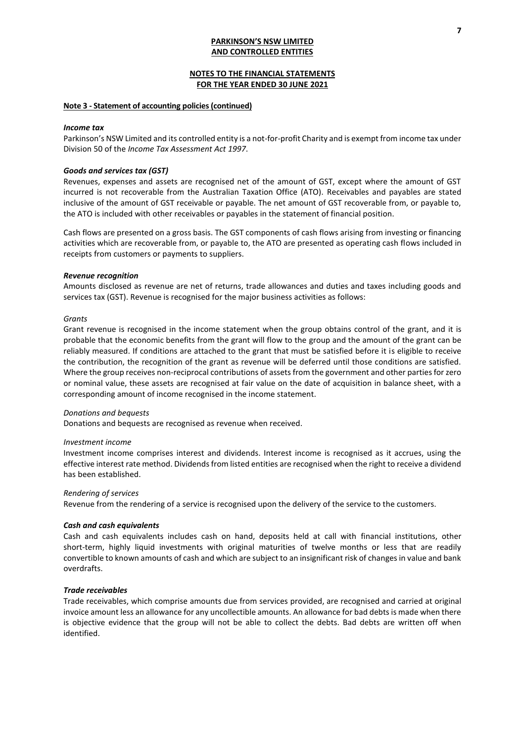**PARKINSON'S NSW LIMITED**
**AND CONTROLLED ENTITIES**

**NOTES TO THE FINANCIAL STATEMENTS**
**FOR THE YEAR ENDED 30 JUNE 2021**

## Note 3 - Statement of accounting policies (continued)

### *Income tax*

Parkinson's NSW Limited and its controlled entity is a not-for-profit Charity and is exempt from income tax under Division 50 of the *Income Tax Assessment Act 1997*.

### *Goods and services tax (GST)*

Revenues, expenses and assets are recognised net of the amount of GST, except where the amount of GST incurred is not recoverable from the Australian Taxation Office (ATO). Receivables and payables are stated inclusive of the amount of GST receivable or payable. The net amount of GST recoverable from, or payable to, the ATO is included with other receivables or payables in the statement of financial position.

Cash flows are presented on a gross basis. The GST components of cash flows arising from investing or financing activities which are recoverable from, or payable to, the ATO are presented as operating cash flows included in receipts from customers or payments to suppliers.

### *Revenue recognition*

Amounts disclosed as revenue are net of returns, trade allowances and duties and taxes including goods and services tax (GST). Revenue is recognised for the major business activities as follows:

*Grants*

Grant revenue is recognised in the income statement when the group obtains control of the grant, and it is probable that the economic benefits from the grant will flow to the group and the amount of the grant can be reliably measured. If conditions are attached to the grant that must be satisfied before it is eligible to receive the contribution, the recognition of the grant as revenue will be deferred until those conditions are satisfied. Where the group receives non-reciprocal contributions of assets from the government and other parties for zero or nominal value, these assets are recognised at fair value on the date of acquisition in balance sheet, with a corresponding amount of income recognised in the income statement.

*Donations and bequests*

Donations and bequests are recognised as revenue when received.

*Investment income*

Investment income comprises interest and dividends. Interest income is recognised as it accrues, using the effective interest rate method. Dividends from listed entities are recognised when the right to receive a dividend has been established.

*Rendering of services*

Revenue from the rendering of a service is recognised upon the delivery of the service to the customers.

### *Cash and cash equivalents*

Cash and cash equivalents includes cash on hand, deposits held at call with financial institutions, other short-term, highly liquid investments with original maturities of twelve months or less that are readily convertible to known amounts of cash and which are subject to an insignificant risk of changes in value and bank overdrafts.

### *Trade receivables*

Trade receivables, which comprise amounts due from services provided, are recognised and carried at original invoice amount less an allowance for any uncollectible amounts. An allowance for bad debts is made when there is objective evidence that the group will not be able to collect the debts. Bad debts are written off when identified.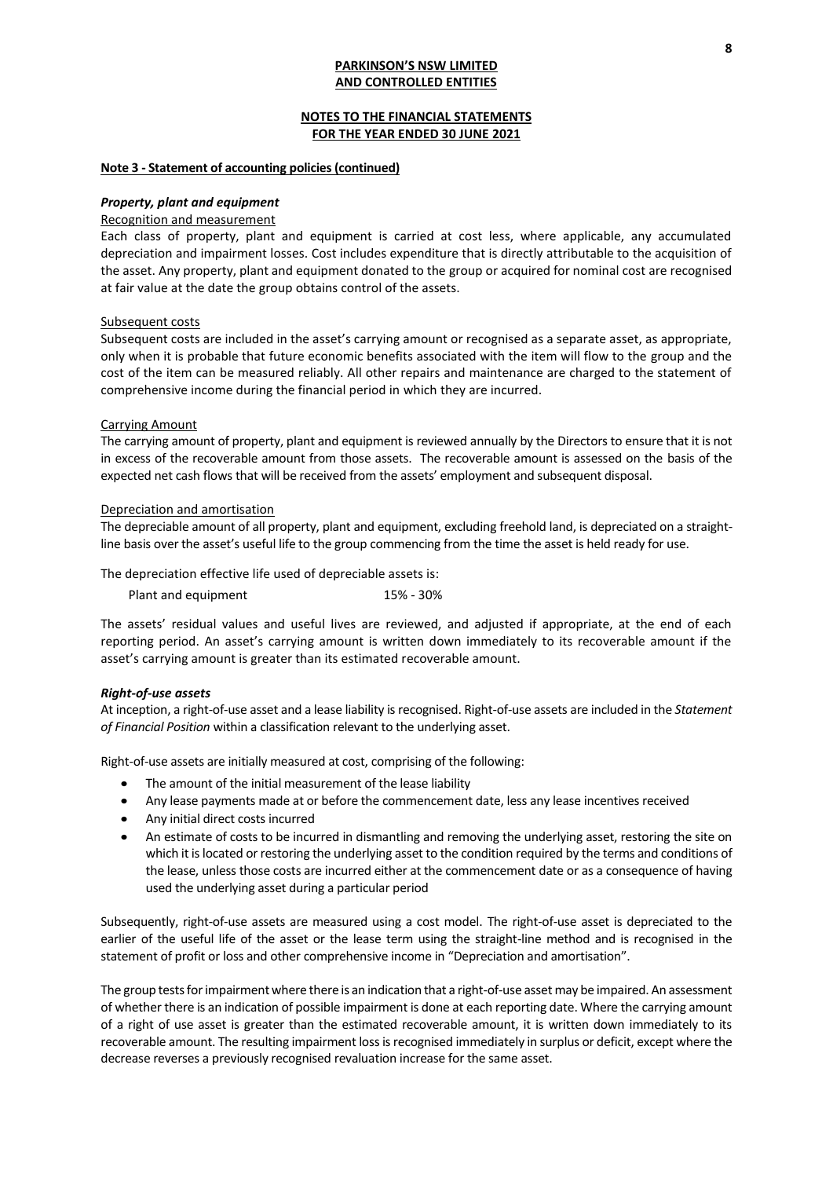**PARKINSON'S NSW LIMITED**
**AND CONTROLLED ENTITIES**

**NOTES TO THE FINANCIAL STATEMENTS**
**FOR THE YEAR ENDED 30 JUNE 2021**

**Note 3 - Statement of accounting policies (continued)**

***Property, plant and equipment***

Recognition and measurement

Each class of property, plant and equipment is carried at cost less, where applicable, any accumulated depreciation and impairment losses. Cost includes expenditure that is directly attributable to the acquisition of the asset. Any property, plant and equipment donated to the group or acquired for nominal cost are recognised at fair value at the date the group obtains control of the assets.

Subsequent costs

Subsequent costs are included in the asset's carrying amount or recognised as a separate asset, as appropriate, only when it is probable that future economic benefits associated with the item will flow to the group and the cost of the item can be measured reliably. All other repairs and maintenance are charged to the statement of comprehensive income during the financial period in which they are incurred.

Carrying Amount

The carrying amount of property, plant and equipment is reviewed annually by the Directors to ensure that it is not in excess of the recoverable amount from those assets. The recoverable amount is assessed on the basis of the expected net cash flows that will be received from the assets' employment and subsequent disposal.

Depreciation and amortisation

The depreciable amount of all property, plant and equipment, excluding freehold land, is depreciated on a straight-line basis over the asset's useful life to the group commencing from the time the asset is held ready for use.

The depreciation effective life used of depreciable assets is:

| | |
|---|---|
| Plant and equipment | 15% - 30% |

The assets' residual values and useful lives are reviewed, and adjusted if appropriate, at the end of each reporting period. An asset's carrying amount is written down immediately to its recoverable amount if the asset's carrying amount is greater than its estimated recoverable amount.

***Right-of-use assets***

At inception, a right-of-use asset and a lease liability is recognised. Right-of-use assets are included in the *Statement of Financial Position* within a classification relevant to the underlying asset.

Right-of-use assets are initially measured at cost, comprising of the following:

- The amount of the initial measurement of the lease liability
- Any lease payments made at or before the commencement date, less any lease incentives received
- Any initial direct costs incurred
- An estimate of costs to be incurred in dismantling and removing the underlying asset, restoring the site on which it is located or restoring the underlying asset to the condition required by the terms and conditions of the lease, unless those costs are incurred either at the commencement date or as a consequence of having used the underlying asset during a particular period

Subsequently, right-of-use assets are measured using a cost model. The right-of-use asset is depreciated to the earlier of the useful life of the asset or the lease term using the straight-line method and is recognised in the statement of profit or loss and other comprehensive income in "Depreciation and amortisation".

The group tests for impairment where there is an indication that a right-of-use asset may be impaired. An assessment of whether there is an indication of possible impairment is done at each reporting date. Where the carrying amount of a right of use asset is greater than the estimated recoverable amount, it is written down immediately to its recoverable amount. The resulting impairment loss is recognised immediately in surplus or deficit, except where the decrease reverses a previously recognised revaluation increase for the same asset.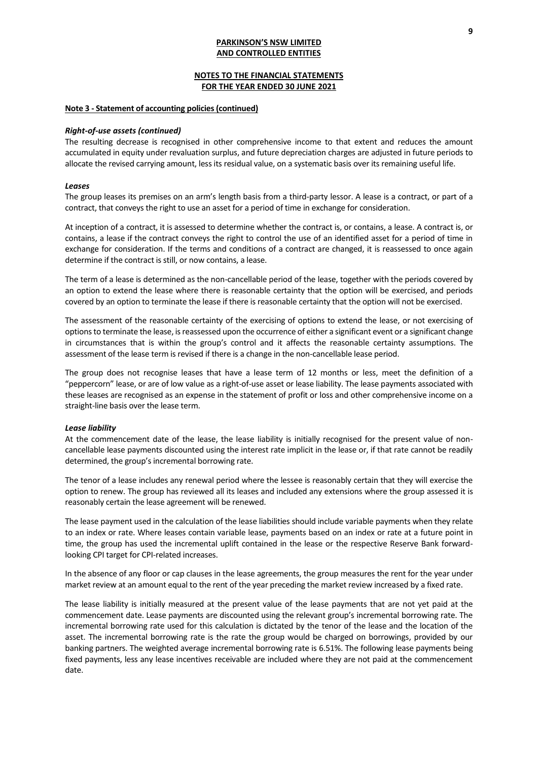**PARKINSON'S NSW LIMITED**
**AND CONTROLLED ENTITIES**

**NOTES TO THE FINANCIAL STATEMENTS**
**FOR THE YEAR ENDED 30 JUNE 2021**

**Note 3 - Statement of accounting policies (continued)**

***Right-of-use assets (continued)***

The resulting decrease is recognised in other comprehensive income to that extent and reduces the amount accumulated in equity under revaluation surplus, and future depreciation charges are adjusted in future periods to allocate the revised carrying amount, less its residual value, on a systematic basis over its remaining useful life.

***Leases***

The group leases its premises on an arm's length basis from a third-party lessor. A lease is a contract, or part of a contract, that conveys the right to use an asset for a period of time in exchange for consideration.

At inception of a contract, it is assessed to determine whether the contract is, or contains, a lease. A contract is, or contains, a lease if the contract conveys the right to control the use of an identified asset for a period of time in exchange for consideration. If the terms and conditions of a contract are changed, it is reassessed to once again determine if the contract is still, or now contains, a lease.

The term of a lease is determined as the non-cancellable period of the lease, together with the periods covered by an option to extend the lease where there is reasonable certainty that the option will be exercised, and periods covered by an option to terminate the lease if there is reasonable certainty that the option will not be exercised.

The assessment of the reasonable certainty of the exercising of options to extend the lease, or not exercising of options to terminate the lease, is reassessed upon the occurrence of either a significant event or a significant change in circumstances that is within the group's control and it affects the reasonable certainty assumptions. The assessment of the lease term is revised if there is a change in the non-cancellable lease period.

The group does not recognise leases that have a lease term of 12 months or less, meet the definition of a "peppercorn" lease, or are of low value as a right-of-use asset or lease liability. The lease payments associated with these leases are recognised as an expense in the statement of profit or loss and other comprehensive income on a straight-line basis over the lease term.

***Lease liability***

At the commencement date of the lease, the lease liability is initially recognised for the present value of non-cancellable lease payments discounted using the interest rate implicit in the lease or, if that rate cannot be readily determined, the group's incremental borrowing rate.

The tenor of a lease includes any renewal period where the lessee is reasonably certain that they will exercise the option to renew. The group has reviewed all its leases and included any extensions where the group assessed it is reasonably certain the lease agreement will be renewed.

The lease payment used in the calculation of the lease liabilities should include variable payments when they relate to an index or rate. Where leases contain variable lease, payments based on an index or rate at a future point in time, the group has used the incremental uplift contained in the lease or the respective Reserve Bank forward-looking CPI target for CPI-related increases.

In the absence of any floor or cap clauses in the lease agreements, the group measures the rent for the year under market review at an amount equal to the rent of the year preceding the market review increased by a fixed rate.

The lease liability is initially measured at the present value of the lease payments that are not yet paid at the commencement date. Lease payments are discounted using the relevant group's incremental borrowing rate. The incremental borrowing rate used for this calculation is dictated by the tenor of the lease and the location of the asset. The incremental borrowing rate is the rate the group would be charged on borrowings, provided by our banking partners. The weighted average incremental borrowing rate is 6.51%. The following lease payments being fixed payments, less any lease incentives receivable are included where they are not paid at the commencement date.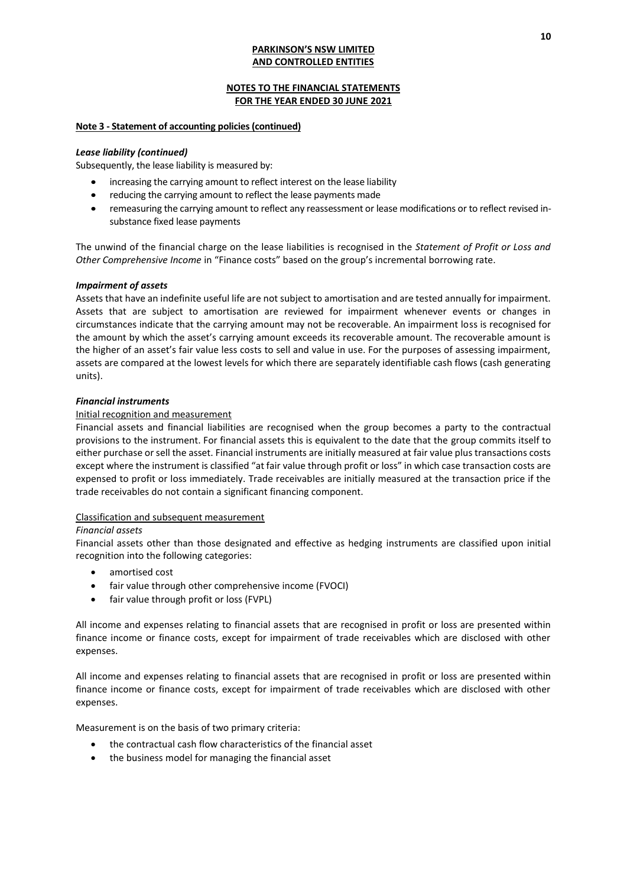**Note 3 - Statement of accounting policies (continued)**

***Lease liability (continued)***

Subsequently, the lease liability is measured by:

- increasing the carrying amount to reflect interest on the lease liability
- reducing the carrying amount to reflect the lease payments made
- remeasuring the carrying amount to reflect any reassessment or lease modifications or to reflect revised in-substance fixed lease payments

The unwind of the financial charge on the lease liabilities is recognised in the *Statement of Profit or Loss and Other Comprehensive Income* in "Finance costs" based on the group's incremental borrowing rate.

***Impairment of assets***

Assets that have an indefinite useful life are not subject to amortisation and are tested annually for impairment. Assets that are subject to amortisation are reviewed for impairment whenever events or changes in circumstances indicate that the carrying amount may not be recoverable. An impairment loss is recognised for the amount by which the asset's carrying amount exceeds its recoverable amount. The recoverable amount is the higher of an asset's fair value less costs to sell and value in use. For the purposes of assessing impairment, assets are compared at the lowest levels for which there are separately identifiable cash flows (cash generating units).

***Financial instruments***

Initial recognition and measurement

Financial assets and financial liabilities are recognised when the group becomes a party to the contractual provisions to the instrument. For financial assets this is equivalent to the date that the group commits itself to either purchase or sell the asset. Financial instruments are initially measured at fair value plus transactions costs except where the instrument is classified "at fair value through profit or loss" in which case transaction costs are expensed to profit or loss immediately. Trade receivables are initially measured at the transaction price if the trade receivables do not contain a significant financing component.

Classification and subsequent measurement

*Financial assets*

Financial assets other than those designated and effective as hedging instruments are classified upon initial recognition into the following categories:

- amortised cost
- fair value through other comprehensive income (FVOCI)
- fair value through profit or loss (FVPL)

All income and expenses relating to financial assets that are recognised in profit or loss are presented within finance income or finance costs, except for impairment of trade receivables which are disclosed with other expenses.

All income and expenses relating to financial assets that are recognised in profit or loss are presented within finance income or finance costs, except for impairment of trade receivables which are disclosed with other expenses.

Measurement is on the basis of two primary criteria:

- the contractual cash flow characteristics of the financial asset
- the business model for managing the financial asset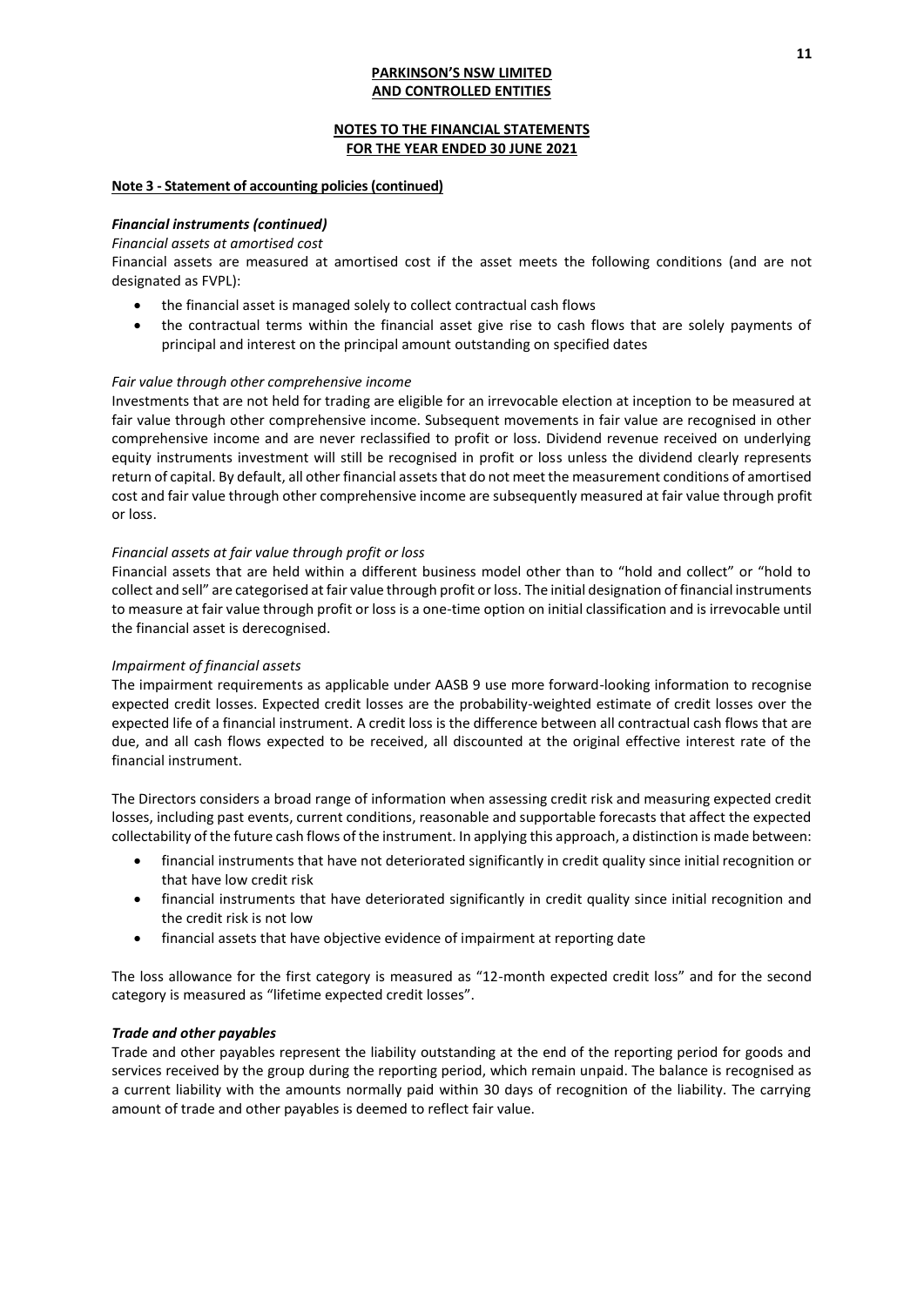**PARKINSON'S NSW LIMITED**
**AND CONTROLLED ENTITIES**

**NOTES TO THE FINANCIAL STATEMENTS**
**FOR THE YEAR ENDED 30 JUNE 2021**

**Note 3 - Statement of accounting policies (continued)**

***Financial instruments (continued)***

*Financial assets at amortised cost*

Financial assets are measured at amortised cost if the asset meets the following conditions (and are not designated as FVPL):

- the financial asset is managed solely to collect contractual cash flows
- the contractual terms within the financial asset give rise to cash flows that are solely payments of principal and interest on the principal amount outstanding on specified dates

*Fair value through other comprehensive income*

Investments that are not held for trading are eligible for an irrevocable election at inception to be measured at fair value through other comprehensive income. Subsequent movements in fair value are recognised in other comprehensive income and are never reclassified to profit or loss. Dividend revenue received on underlying equity instruments investment will still be recognised in profit or loss unless the dividend clearly represents return of capital. By default, all other financial assets that do not meet the measurement conditions of amortised cost and fair value through other comprehensive income are subsequently measured at fair value through profit or loss.

*Financial assets at fair value through profit or loss*

Financial assets that are held within a different business model other than to "hold and collect" or "hold to collect and sell" are categorised at fair value through profit or loss. The initial designation of financial instruments to measure at fair value through profit or loss is a one-time option on initial classification and is irrevocable until the financial asset is derecognised.

*Impairment of financial assets*

The impairment requirements as applicable under AASB 9 use more forward-looking information to recognise expected credit losses. Expected credit losses are the probability-weighted estimate of credit losses over the expected life of a financial instrument. A credit loss is the difference between all contractual cash flows that are due, and all cash flows expected to be received, all discounted at the original effective interest rate of the financial instrument.

The Directors considers a broad range of information when assessing credit risk and measuring expected credit losses, including past events, current conditions, reasonable and supportable forecasts that affect the expected collectability of the future cash flows of the instrument. In applying this approach, a distinction is made between:

- financial instruments that have not deteriorated significantly in credit quality since initial recognition or that have low credit risk
- financial instruments that have deteriorated significantly in credit quality since initial recognition and the credit risk is not low
- financial assets that have objective evidence of impairment at reporting date

The loss allowance for the first category is measured as "12-month expected credit loss" and for the second category is measured as "lifetime expected credit losses".

***Trade and other payables***

Trade and other payables represent the liability outstanding at the end of the reporting period for goods and services received by the group during the reporting period, which remain unpaid. The balance is recognised as a current liability with the amounts normally paid within 30 days of recognition of the liability. The carrying amount of trade and other payables is deemed to reflect fair value.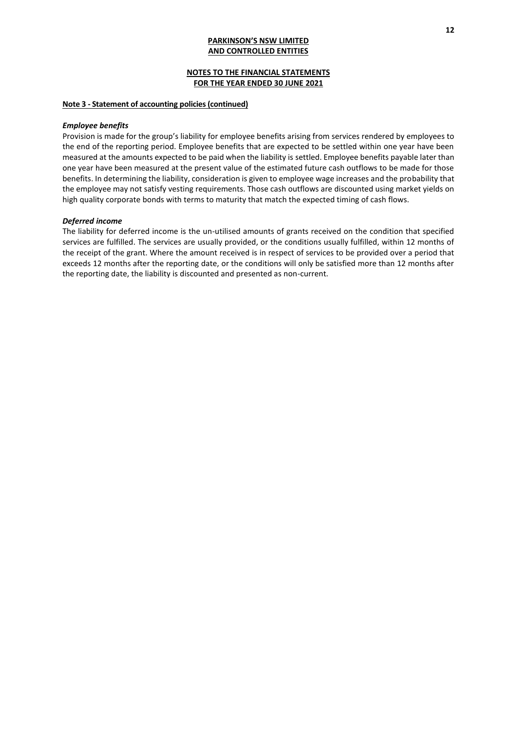**PARKINSON'S NSW LIMITED**
**AND CONTROLLED ENTITIES**

**NOTES TO THE FINANCIAL STATEMENTS**
**FOR THE YEAR ENDED 30 JUNE 2021**

**Note 3 - Statement of accounting policies (continued)**

***Employee benefits***

Provision is made for the group's liability for employee benefits arising from services rendered by employees to the end of the reporting period. Employee benefits that are expected to be settled within one year have been measured at the amounts expected to be paid when the liability is settled. Employee benefits payable later than one year have been measured at the present value of the estimated future cash outflows to be made for those benefits. In determining the liability, consideration is given to employee wage increases and the probability that the employee may not satisfy vesting requirements. Those cash outflows are discounted using market yields on high quality corporate bonds with terms to maturity that match the expected timing of cash flows.

***Deferred income***

The liability for deferred income is the un-utilised amounts of grants received on the condition that specified services are fulfilled. The services are usually provided, or the conditions usually fulfilled, within 12 months of the receipt of the grant. Where the amount received is in respect of services to be provided over a period that exceeds 12 months after the reporting date, or the conditions will only be satisfied more than 12 months after the reporting date, the liability is discounted and presented as non-current.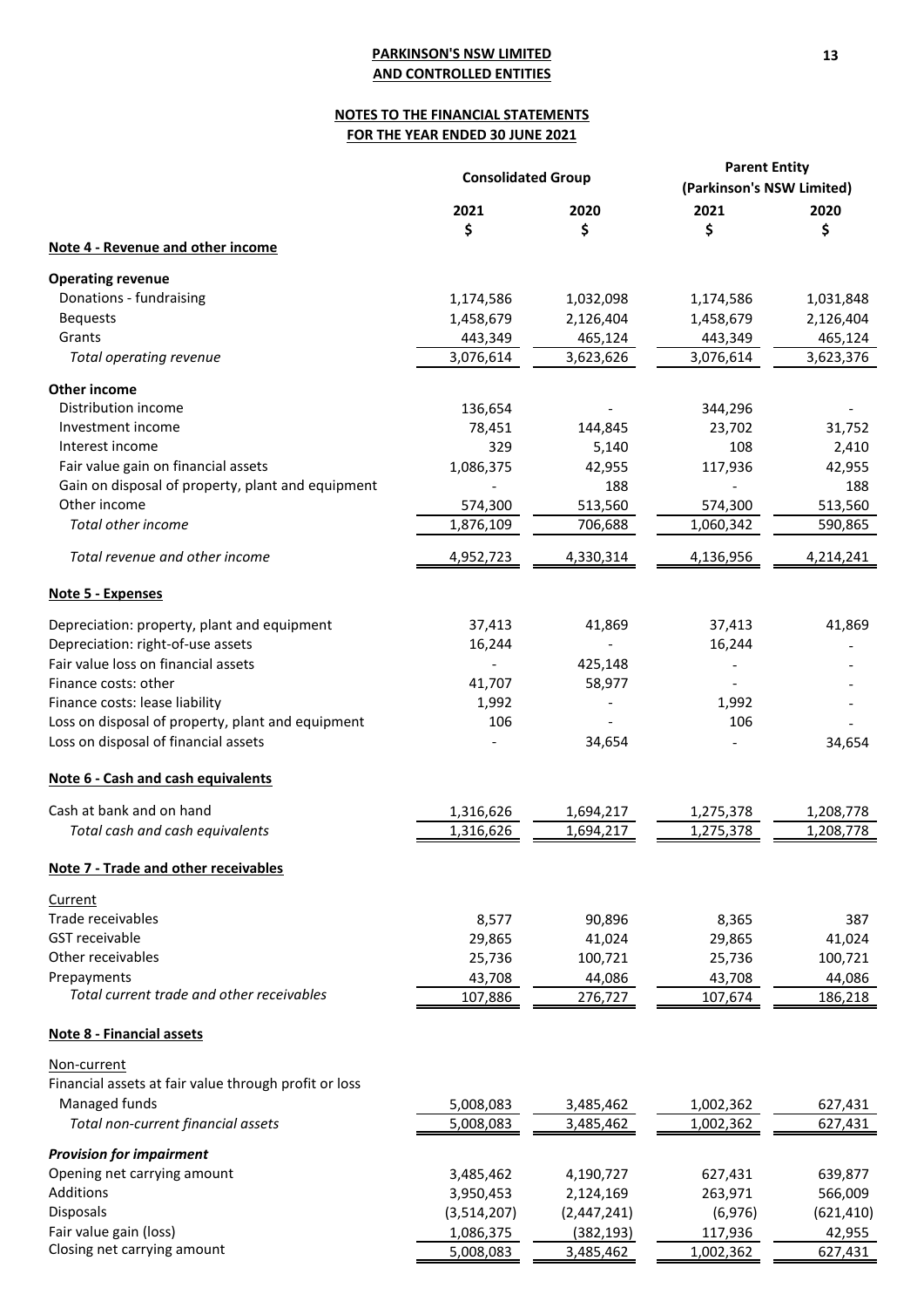**PARKINSON'S NSW LIMITED**
**AND CONTROLLED ENTITIES**

**NOTES TO THE FINANCIAL STATEMENTS**
**FOR THE YEAR ENDED 30 JUNE 2021**

| | Consolidated Group | | Parent Entity (Parkinson's NSW Limited) | |
|---|---|---|---|---|
| | 2021 | 2020 | 2021 | 2020 |
| | $ | $ | $ | $ |
| **Note 4 - Revenue and other income** | | | | |
| **Operating revenue** | | | | |
| Donations - fundraising | 1,174,586 | 1,032,098 | 1,174,586 | 1,031,848 |
| Bequests | 1,458,679 | 2,126,404 | 1,458,679 | 2,126,404 |
| Grants | 443,349 | 465,124 | 443,349 | 465,124 |
| *Total operating revenue* | 3,076,614 | 3,623,626 | 3,076,614 | 3,623,376 |
| **Other income** | | | | |
| Distribution income | 136,654 | - | 344,296 | - |
| Investment income | 78,451 | 144,845 | 23,702 | 31,752 |
| Interest income | 329 | 5,140 | 108 | 2,410 |
| Fair value gain on financial assets | 1,086,375 | 42,955 | 117,936 | 42,955 |
| Gain on disposal of property, plant and equipment | - | 188 | - | 188 |
| Other income | 574,300 | 513,560 | 574,300 | 513,560 |
| *Total other income* | 1,876,109 | 706,688 | 1,060,342 | 590,865 |
| *Total revenue and other income* | 4,952,723 | 4,330,314 | 4,136,956 | 4,214,241 |
| **Note 5 - Expenses** | | | | |
| Depreciation: property, plant and equipment | 37,413 | 41,869 | 37,413 | 41,869 |
| Depreciation: right-of-use assets | 16,244 | - | 16,244 | - |
| Fair value loss on financial assets | - | 425,148 | - | - |
| Finance costs: other | 41,707 | 58,977 | - | - |
| Finance costs: lease liability | 1,992 | - | 1,992 | - |
| Loss on disposal of property, plant and equipment | 106 | - | 106 | - |
| Loss on disposal of financial assets | - | 34,654 | - | 34,654 |
| **Note 6 - Cash and cash equivalents** | | | | |
| Cash at bank and on hand | 1,316,626 | 1,694,217 | 1,275,378 | 1,208,778 |
| *Total cash and cash equivalents* | 1,316,626 | 1,694,217 | 1,275,378 | 1,208,778 |
| **Note 7 - Trade and other receivables** | | | | |
| Current | | | | |
| Trade receivables | 8,577 | 90,896 | 8,365 | 387 |
| GST receivable | 29,865 | 41,024 | 29,865 | 41,024 |
| Other receivables | 25,736 | 100,721 | 25,736 | 100,721 |
| Prepayments | 43,708 | 44,086 | 43,708 | 44,086 |
| *Total current trade and other receivables* | 107,886 | 276,727 | 107,674 | 186,218 |
| **Note 8 - Financial assets** | | | | |
| Non-current | | | | |
| Financial assets at fair value through profit or loss | | | | |
| Managed funds | 5,008,083 | 3,485,462 | 1,002,362 | 627,431 |
| *Total non-current financial assets* | 5,008,083 | 3,485,462 | 1,002,362 | 627,431 |
| ***Provision for impairment*** | | | | |
| Opening net carrying amount | 3,485,462 | 4,190,727 | 627,431 | 639,877 |
| Additions | 3,950,453 | 2,124,169 | 263,971 | 566,009 |
| Disposals | (3,514,207) | (2,447,241) | (6,976) | (621,410) |
| Fair value gain (loss) | 1,086,375 | (382,193) | 117,936 | 42,955 |
| Closing net carrying amount | 5,008,083 | 3,485,462 | 1,002,362 | 627,431 |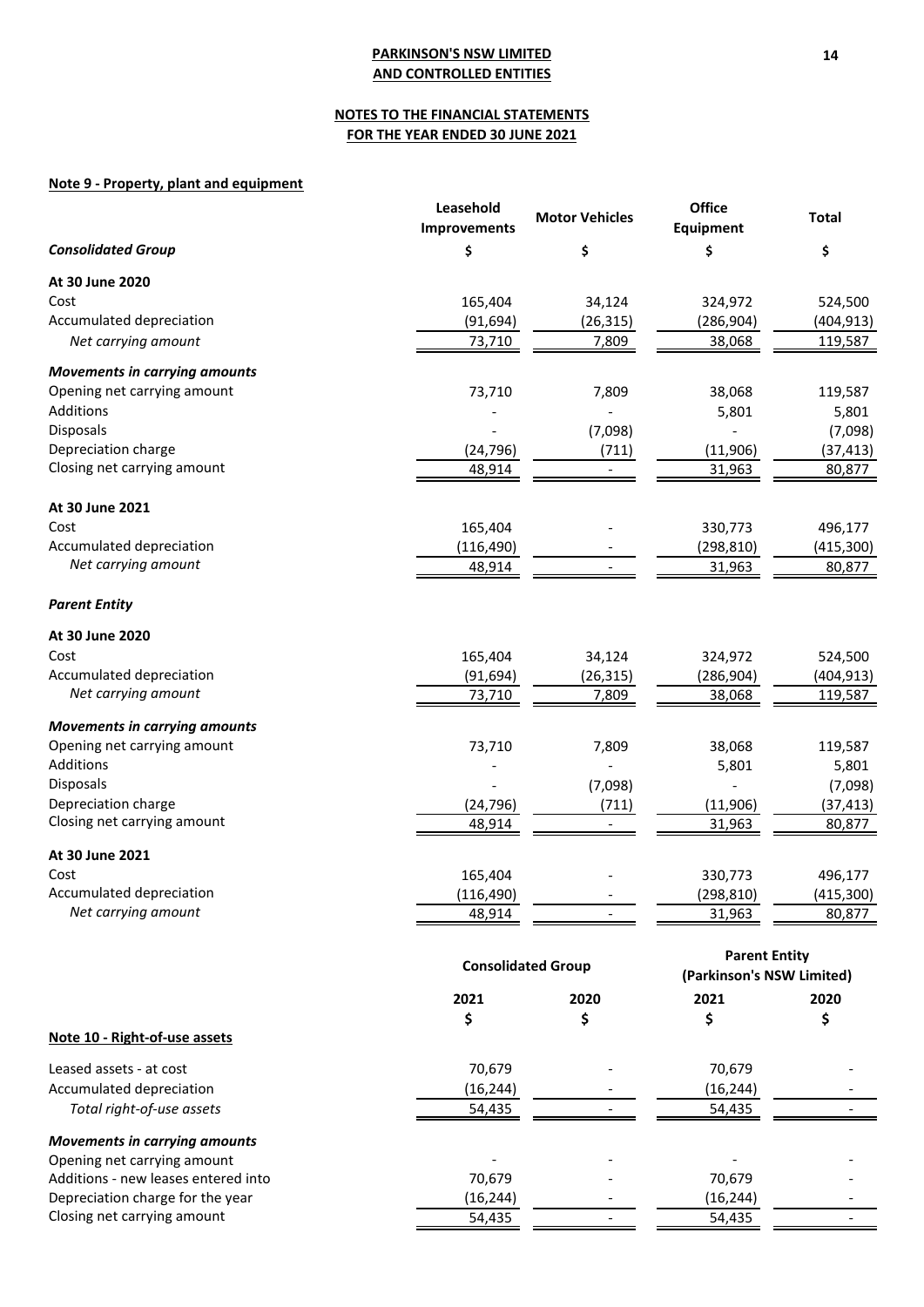**PARKINSON'S NSW LIMITED**
**AND CONTROLLED ENTITIES**

**NOTES TO THE FINANCIAL STATEMENTS**
**FOR THE YEAR ENDED 30 JUNE 2021**

## Note 9 - Property, plant and equipment

| | Leasehold Improvements | Motor Vehicles | Office Equipment | Total |
|---|---|---|---|---|
| ***Consolidated Group*** | **$** | **$** | **$** | **$** |
| **At 30 June 2020** | | | | |
| Cost | 165,404 | 34,124 | 324,972 | 524,500 |
| Accumulated depreciation | (91,694) | (26,315) | (286,904) | (404,913) |
| *Net carrying amount* | 73,710 | 7,809 | 38,068 | 119,587 |
| ***Movements in carrying amounts*** | | | | |
| Opening net carrying amount | 73,710 | 7,809 | 38,068 | 119,587 |
| Additions | - | - | 5,801 | 5,801 |
| Disposals | - | (7,098) | - | (7,098) |
| Depreciation charge | (24,796) | (711) | (11,906) | (37,413) |
| Closing net carrying amount | 48,914 | - | 31,963 | 80,877 |
| **At 30 June 2021** | | | | |
| Cost | 165,404 | - | 330,773 | 496,177 |
| Accumulated depreciation | (116,490) | - | (298,810) | (415,300) |
| *Net carrying amount* | 48,914 | - | 31,963 | 80,877 |
| ***Parent Entity*** | | | | |
| **At 30 June 2020** | | | | |
| Cost | 165,404 | 34,124 | 324,972 | 524,500 |
| Accumulated depreciation | (91,694) | (26,315) | (286,904) | (404,913) |
| *Net carrying amount* | 73,710 | 7,809 | 38,068 | 119,587 |
| ***Movements in carrying amounts*** | | | | |
| Opening net carrying amount | 73,710 | 7,809 | 38,068 | 119,587 |
| Additions | - | - | 5,801 | 5,801 |
| Disposals | - | (7,098) | - | (7,098) |
| Depreciation charge | (24,796) | (711) | (11,906) | (37,413) |
| Closing net carrying amount | 48,914 | - | 31,963 | 80,877 |
| **At 30 June 2021** | | | | |
| Cost | 165,404 | - | 330,773 | 496,177 |
| Accumulated depreciation | (116,490) | - | (298,810) | (415,300) |
| *Net carrying amount* | 48,914 | - | 31,963 | 80,877 |

## Note 10 - Right-of-use assets

| | Consolidated Group | | Parent Entity (Parkinson's NSW Limited) | |
|---|---|---|---|---|
| | **2021** | **2020** | **2021** | **2020** |
| | **$** | **$** | **$** | **$** |
| Leased assets - at cost | 70,679 | - | 70,679 | - |
| Accumulated depreciation | (16,244) | - | (16,244) | - |
| *Total right-of-use assets* | 54,435 | - | 54,435 | - |
| ***Movements in carrying amounts*** | | | | |
| Opening net carrying amount | - | - | - | - |
| Additions - new leases entered into | 70,679 | - | 70,679 | - |
| Depreciation charge for the year | (16,244) | - | (16,244) | - |
| Closing net carrying amount | 54,435 | - | 54,435 | - |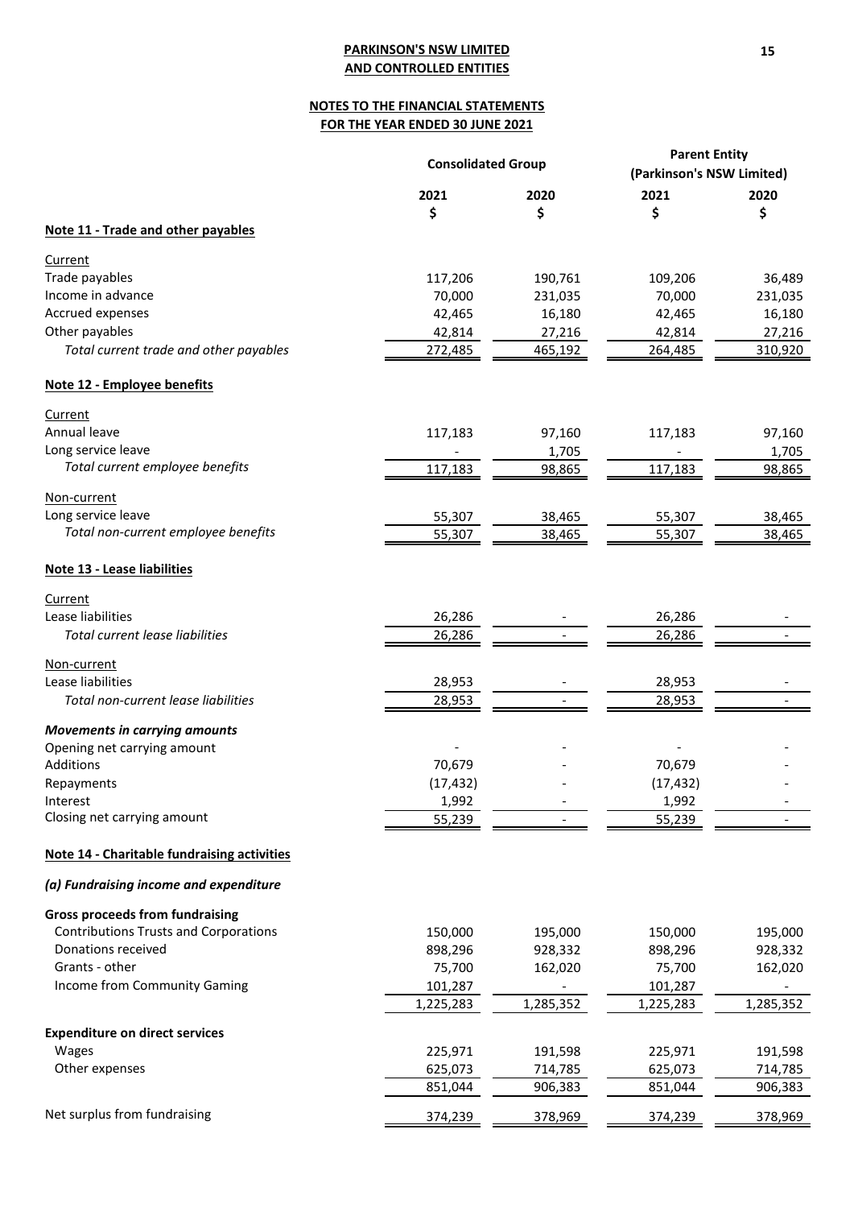**PARKINSON'S NSW LIMITED**
**AND CONTROLLED ENTITIES**

**NOTES TO THE FINANCIAL STATEMENTS**
**FOR THE YEAR ENDED 30 JUNE 2021**

| | Consolidated Group | | Parent Entity (Parkinson's NSW Limited) | |
|---|---|---|---|---|
| | 2021 | 2020 | 2021 | 2020 |
| | $ | $ | $ | $ |
| **Note 11 - Trade and other payables** | | | | |
| Current | | | | |
| Trade payables | 117,206 | 190,761 | 109,206 | 36,489 |
| Income in advance | 70,000 | 231,035 | 70,000 | 231,035 |
| Accrued expenses | 42,465 | 16,180 | 42,465 | 16,180 |
| Other payables | 42,814 | 27,216 | 42,814 | 27,216 |
| *Total current trade and other payables* | 272,485 | 465,192 | 264,485 | 310,920 |
| **Note 12 - Employee benefits** | | | | |
| Current | | | | |
| Annual leave | 117,183 | 97,160 | 117,183 | 97,160 |
| Long service leave | - | 1,705 | - | 1,705 |
| *Total current employee benefits* | 117,183 | 98,865 | 117,183 | 98,865 |
| Non-current | | | | |
| Long service leave | 55,307 | 38,465 | 55,307 | 38,465 |
| *Total non-current employee benefits* | 55,307 | 38,465 | 55,307 | 38,465 |
| **Note 13 - Lease liabilities** | | | | |
| Current | | | | |
| Lease liabilities | 26,286 | - | 26,286 | - |
| *Total current lease liabilities* | 26,286 | - | 26,286 | - |
| Non-current | | | | |
| Lease liabilities | 28,953 | - | 28,953 | - |
| *Total non-current lease liabilities* | 28,953 | - | 28,953 | - |
| ***Movements in carrying amounts*** | | | | |
| Opening net carrying amount | - | - | - | - |
| Additions | 70,679 | - | 70,679 | - |
| Repayments | (17,432) | - | (17,432) | - |
| Interest | 1,992 | - | 1,992 | - |
| Closing net carrying amount | 55,239 | - | 55,239 | - |
| **Note 14 - Charitable fundraising activities** | | | | |
| ***(a) Fundraising income and expenditure*** | | | | |
| **Gross proceeds from fundraising** | | | | |
| Contributions Trusts and Corporations | 150,000 | 195,000 | 150,000 | 195,000 |
| Donations received | 898,296 | 928,332 | 898,296 | 928,332 |
| Grants - other | 75,700 | 162,020 | 75,700 | 162,020 |
| Income from Community Gaming | 101,287 | - | 101,287 | - |
| | 1,225,283 | 1,285,352 | 1,225,283 | 1,285,352 |
| **Expenditure on direct services** | | | | |
| Wages | 225,971 | 191,598 | 225,971 | 191,598 |
| Other expenses | 625,073 | 714,785 | 625,073 | 714,785 |
| | 851,044 | 906,383 | 851,044 | 906,383 |
| Net surplus from fundraising | 374,239 | 378,969 | 374,239 | 378,969 |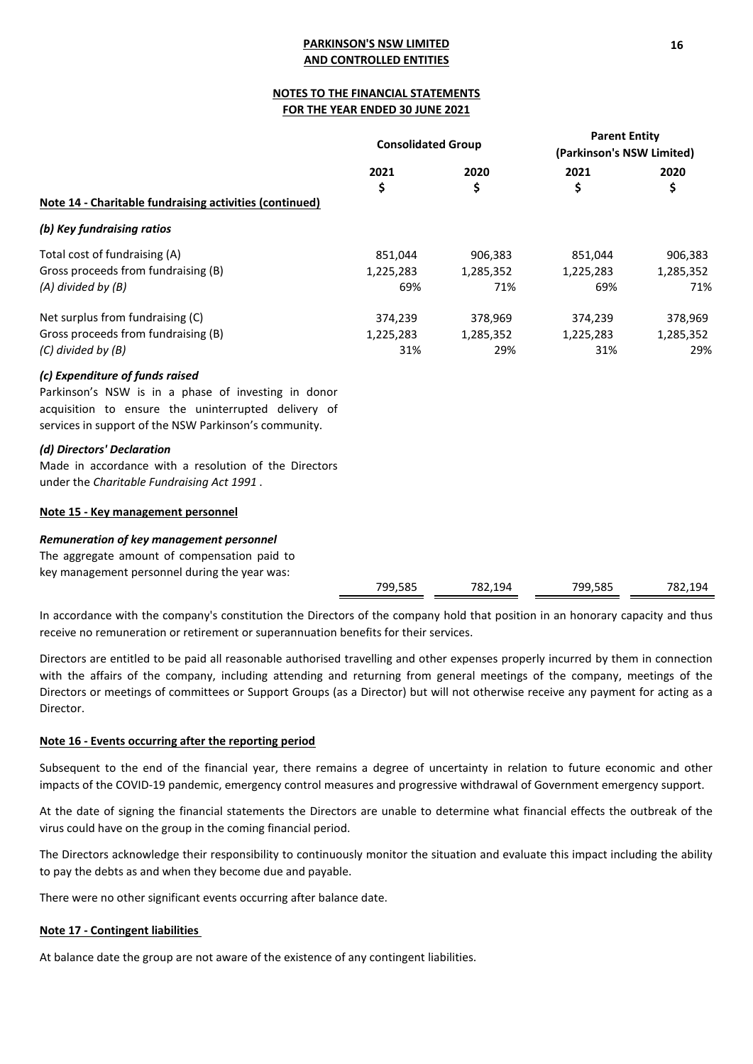**PARKINSON'S NSW LIMITED**
**AND CONTROLLED ENTITIES**

**NOTES TO THE FINANCIAL STATEMENTS**
**FOR THE YEAR ENDED 30 JUNE 2021**

| | Consolidated Group | | Parent Entity (Parkinson's NSW Limited) | |
|---|---|---|---|---|
| | 2021 | 2020 | 2021 | 2020 |
| | $ | $ | $ | $ |
| **Note 14 - Charitable fundraising activities (continued)** | | | | |
| ***(b) Key fundraising ratios*** | | | | |
| Total cost of fundraising (A) | 851,044 | 906,383 | 851,044 | 906,383 |
| Gross proceeds from fundraising (B) | 1,225,283 | 1,285,352 | 1,225,283 | 1,285,352 |
| *(A) divided by (B)* | 69% | 71% | 69% | 71% |
| Net surplus from fundraising (C) | 374,239 | 378,969 | 374,239 | 378,969 |
| Gross proceeds from fundraising (B) | 1,225,283 | 1,285,352 | 1,225,283 | 1,285,352 |
| *(C) divided by (B)* | 31% | 29% | 31% | 29% |

***(c) Expenditure of funds raised***

Parkinson's NSW is in a phase of investing in donor acquisition to ensure the uninterrupted delivery of services in support of the NSW Parkinson's community.

***(d) Directors' Declaration***

Made in accordance with a resolution of the Directors under the *Charitable Fundraising Act 1991* .

**Note 15 - Key management personnel**

***Remuneration of key management personnel***

| | Consolidated Group 2021 $ | Consolidated Group 2020 $ | Parent Entity 2021 $ | Parent Entity 2020 $ |
|---|---|---|---|---|
| The aggregate amount of compensation paid to key management personnel during the year was: | 799,585 | 782,194 | 799,585 | 782,194 |

In accordance with the company's constitution the Directors of the company hold that position in an honorary capacity and thus receive no remuneration or retirement or superannuation benefits for their services.

Directors are entitled to be paid all reasonable authorised travelling and other expenses properly incurred by them in connection with the affairs of the company, including attending and returning from general meetings of the company, meetings of the Directors or meetings of committees or Support Groups (as a Director) but will not otherwise receive any payment for acting as a Director.

**Note 16 - Events occurring after the reporting period**

Subsequent to the end of the financial year, there remains a degree of uncertainty in relation to future economic and other impacts of the COVID-19 pandemic, emergency control measures and progressive withdrawal of Government emergency support.

At the date of signing the financial statements the Directors are unable to determine what financial effects the outbreak of the virus could have on the group in the coming financial period.

The Directors acknowledge their responsibility to continuously monitor the situation and evaluate this impact including the ability to pay the debts as and when they become due and payable.

There were no other significant events occurring after balance date.

**Note 17 - Contingent liabilities**

At balance date the group are not aware of the existence of any contingent liabilities.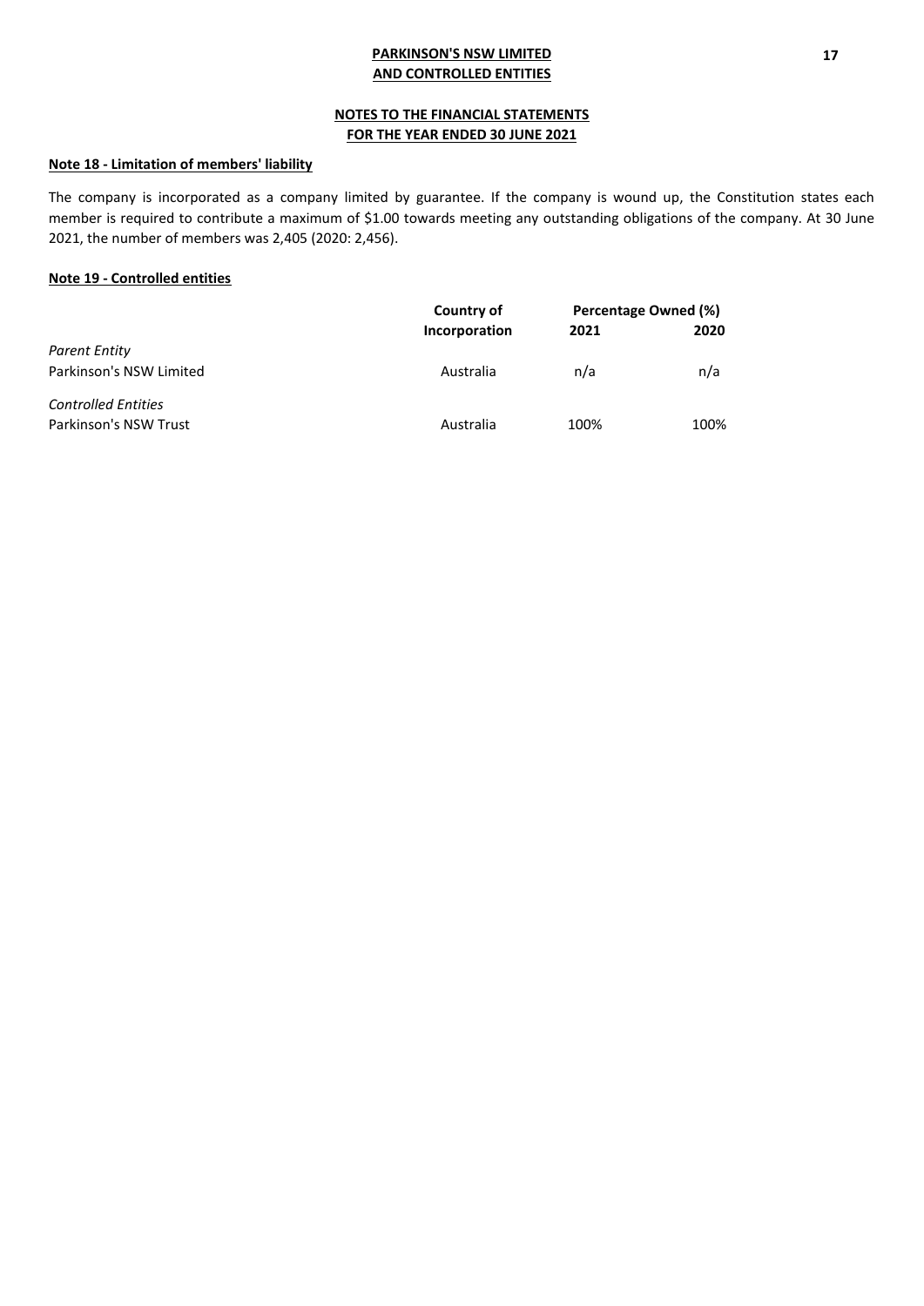**PARKINSON'S NSW LIMITED**
**AND CONTROLLED ENTITIES**

**NOTES TO THE FINANCIAL STATEMENTS**
**FOR THE YEAR ENDED 30 JUNE 2021**

## Note 18 - Limitation of members' liability

The company is incorporated as a company limited by guarantee. If the company is wound up, the Constitution states each member is required to contribute a maximum of $1.00 towards meeting any outstanding obligations of the company. At 30 June 2021, the number of members was 2,405 (2020: 2,456).

## Note 19 - Controlled entities

| | Country of Incorporation | Percentage Owned (%) | |
|---|---|---|---|
| | | 2021 | 2020 |
| *Parent Entity* | | | |
| Parkinson's NSW Limited | Australia | n/a | n/a |
| *Controlled Entities* | | | |
| Parkinson's NSW Trust | Australia | 100% | 100% |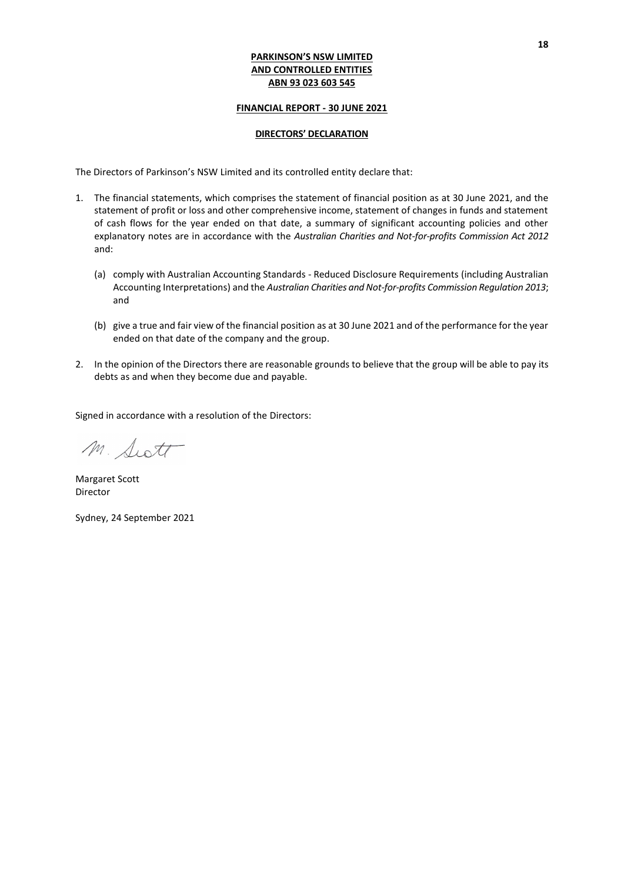**PARKINSON'S NSW LIMITED**
**AND CONTROLLED ENTITIES**
**ABN 93 023 603 545**

**FINANCIAL REPORT - 30 JUNE 2021**

**DIRECTORS' DECLARATION**

The Directors of Parkinson's NSW Limited and its controlled entity declare that:

1. The financial statements, which comprises the statement of financial position as at 30 June 2021, and the statement of profit or loss and other comprehensive income, statement of changes in funds and statement of cash flows for the year ended on that date, a summary of significant accounting policies and other explanatory notes are in accordance with the *Australian Charities and Not-for-profits Commission Act 2012* and:

   (a) comply with Australian Accounting Standards - Reduced Disclosure Requirements (including Australian Accounting Interpretations) and the *Australian Charities and Not-for-profits Commission Regulation 2013*; and

   (b) give a true and fair view of the financial position as at 30 June 2021 and of the performance for the year ended on that date of the company and the group.

2. In the opinion of the Directors there are reasonable grounds to believe that the group will be able to pay its debts as and when they become due and payable.

Signed in accordance with a resolution of the Directors:

M. Scott

Margaret Scott
Director

Sydney, 24 September 2021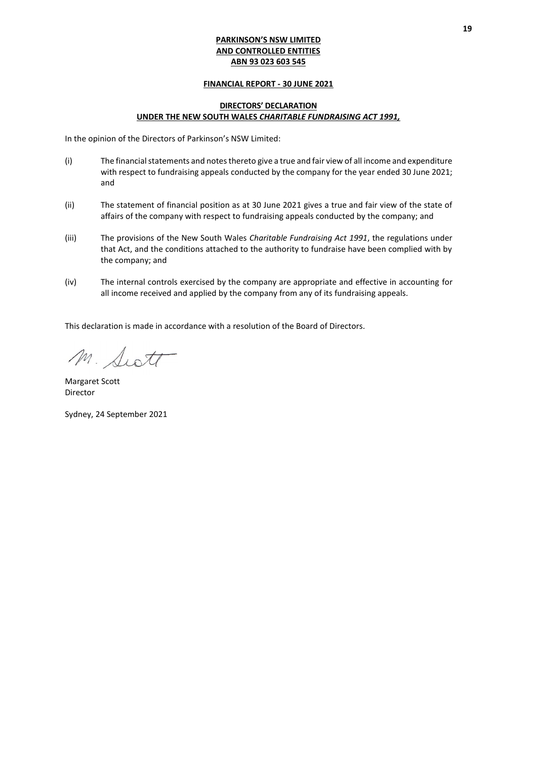**PARKINSON'S NSW LIMITED**
**AND CONTROLLED ENTITIES**
**ABN 93 023 603 545**

**FINANCIAL REPORT - 30 JUNE 2021**

## DIRECTORS' DECLARATION
## UNDER THE NEW SOUTH WALES *CHARITABLE FUNDRAISING ACT 1991,*

In the opinion of the Directors of Parkinson's NSW Limited:

(i) The financial statements and notes thereto give a true and fair view of all income and expenditure with respect to fundraising appeals conducted by the company for the year ended 30 June 2021; and

(ii) The statement of financial position as at 30 June 2021 gives a true and fair view of the state of affairs of the company with respect to fundraising appeals conducted by the company; and

(iii) The provisions of the New South Wales *Charitable Fundraising Act 1991*, the regulations under that Act, and the conditions attached to the authority to fundraise have been complied with by the company; and

(iv) The internal controls exercised by the company are appropriate and effective in accounting for all income received and applied by the company from any of its fundraising appeals.

This declaration is made in accordance with a resolution of the Board of Directors.

M. Scott

Margaret Scott
Director

Sydney, 24 September 2021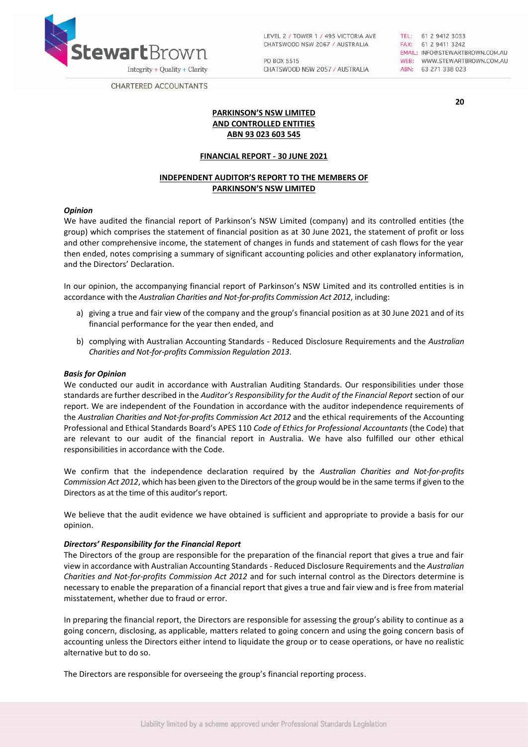**PARKINSON'S NSW LIMITED**
**AND CONTROLLED ENTITIES**
**ABN 93 023 603 545**

**FINANCIAL REPORT - 30 JUNE 2021**

**INDEPENDENT AUDITOR'S REPORT TO THE MEMBERS OF**
**PARKINSON'S NSW LIMITED**

***Opinion***

We have audited the financial report of Parkinson's NSW Limited (company) and its controlled entities (the group) which comprises the statement of financial position as at 30 June 2021, the statement of profit or loss and other comprehensive income, the statement of changes in funds and statement of cash flows for the year then ended, notes comprising a summary of significant accounting policies and other explanatory information, and the Directors' Declaration.

In our opinion, the accompanying financial report of Parkinson's NSW Limited and its controlled entities is in accordance with the *Australian Charities and Not-for-profits Commission Act 2012*, including:

a) giving a true and fair view of the company and the group's financial position as at 30 June 2021 and of its financial performance for the year then ended, and

b) complying with Australian Accounting Standards - Reduced Disclosure Requirements and the *Australian Charities and Not-for-profits Commission Regulation 2013*.

***Basis for Opinion***

We conducted our audit in accordance with Australian Auditing Standards. Our responsibilities under those standards are further described in the *Auditor's Responsibility for the Audit of the Financial Report* section of our report. We are independent of the Foundation in accordance with the auditor independence requirements of the *Australian Charities and Not-for-profits Commission Act 2012* and the ethical requirements of the Accounting Professional and Ethical Standards Board's APES 110 *Code of Ethics for Professional Accountants* (the Code) that are relevant to our audit of the financial report in Australia. We have also fulfilled our other ethical responsibilities in accordance with the Code.

We confirm that the independence declaration required by the *Australian Charities and Not-for-profits Commission Act 2012*, which has been given to the Directors of the group would be in the same terms if given to the Directors as at the time of this auditor's report.

We believe that the audit evidence we have obtained is sufficient and appropriate to provide a basis for our opinion.

***Directors' Responsibility for the Financial Report***

The Directors of the group are responsible for the preparation of the financial report that gives a true and fair view in accordance with Australian Accounting Standards - Reduced Disclosure Requirements and the *Australian Charities and Not-for-profits Commission Act 2012* and for such internal control as the Directors determine is necessary to enable the preparation of a financial report that gives a true and fair view and is free from material misstatement, whether due to fraud or error.

In preparing the financial report, the Directors are responsible for assessing the group's ability to continue as a going concern, disclosing, as applicable, matters related to going concern and using the going concern basis of accounting unless the Directors either intend to liquidate the group or to cease operations, or have no realistic alternative but to do so.

The Directors are responsible for overseeing the group's financial reporting process.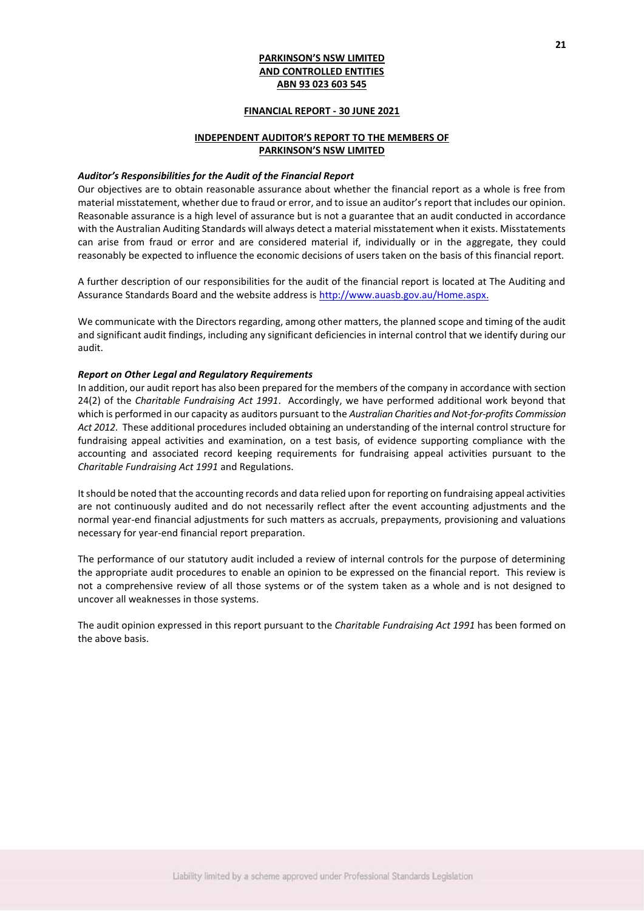**PARKINSON'S NSW LIMITED**
**AND CONTROLLED ENTITIES**
**ABN 93 023 603 545**

**FINANCIAL REPORT - 30 JUNE 2021**

**INDEPENDENT AUDITOR'S REPORT TO THE MEMBERS OF PARKINSON'S NSW LIMITED**

***Auditor's Responsibilities for the Audit of the Financial Report***

Our objectives are to obtain reasonable assurance about whether the financial report as a whole is free from material misstatement, whether due to fraud or error, and to issue an auditor's report that includes our opinion. Reasonable assurance is a high level of assurance but is not a guarantee that an audit conducted in accordance with the Australian Auditing Standards will always detect a material misstatement when it exists. Misstatements can arise from fraud or error and are considered material if, individually or in the aggregate, they could reasonably be expected to influence the economic decisions of users taken on the basis of this financial report.

A further description of our responsibilities for the audit of the financial report is located at The Auditing and Assurance Standards Board and the website address is http://www.auasb.gov.au/Home.aspx.

We communicate with the Directors regarding, among other matters, the planned scope and timing of the audit and significant audit findings, including any significant deficiencies in internal control that we identify during our audit.

***Report on Other Legal and Regulatory Requirements***

In addition, our audit report has also been prepared for the members of the company in accordance with section 24(2) of the *Charitable Fundraising Act 1991*. Accordingly, we have performed additional work beyond that which is performed in our capacity as auditors pursuant to the *Australian Charities and Not-for-profits Commission Act 2012*. These additional procedures included obtaining an understanding of the internal control structure for fundraising appeal activities and examination, on a test basis, of evidence supporting compliance with the accounting and associated record keeping requirements for fundraising appeal activities pursuant to the *Charitable Fundraising Act 1991* and Regulations.

It should be noted that the accounting records and data relied upon for reporting on fundraising appeal activities are not continuously audited and do not necessarily reflect after the event accounting adjustments and the normal year-end financial adjustments for such matters as accruals, prepayments, provisioning and valuations necessary for year-end financial report preparation.

The performance of our statutory audit included a review of internal controls for the purpose of determining the appropriate audit procedures to enable an opinion to be expressed on the financial report. This review is not a comprehensive review of all those systems or of the system taken as a whole and is not designed to uncover all weaknesses in those systems.

The audit opinion expressed in this report pursuant to the *Charitable Fundraising Act 1991* has been formed on the above basis.

Liability limited by a scheme approved under Professional Standards Legislation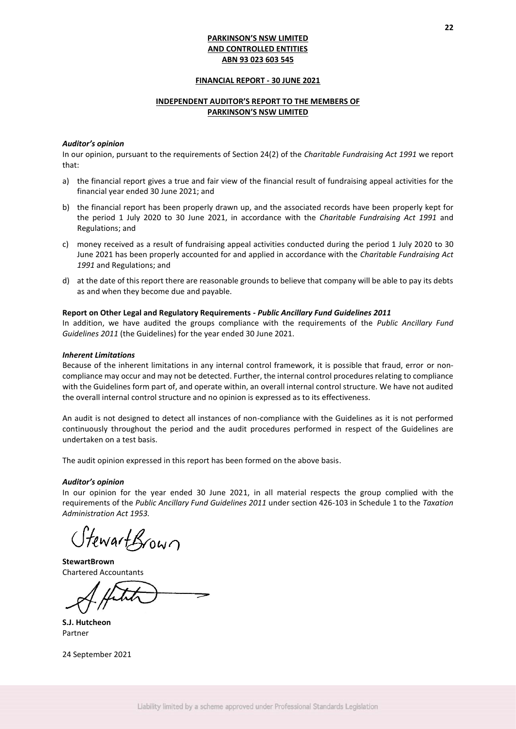**PARKINSON'S NSW LIMITED**
**AND CONTROLLED ENTITIES**
**ABN 93 023 603 545**

**FINANCIAL REPORT - 30 JUNE 2021**

**INDEPENDENT AUDITOR'S REPORT TO THE MEMBERS OF PARKINSON'S NSW LIMITED**

***Auditor's opinion***

In our opinion, pursuant to the requirements of Section 24(2) of the *Charitable Fundraising Act 1991* we report that:

a) the financial report gives a true and fair view of the financial result of fundraising appeal activities for the financial year ended 30 June 2021; and

b) the financial report has been properly drawn up, and the associated records have been properly kept for the period 1 July 2020 to 30 June 2021, in accordance with the *Charitable Fundraising Act 1991* and Regulations; and

c) money received as a result of fundraising appeal activities conducted during the period 1 July 2020 to 30 June 2021 has been properly accounted for and applied in accordance with the *Charitable Fundraising Act 1991* and Regulations; and

d) at the date of this report there are reasonable grounds to believe that company will be able to pay its debts as and when they become due and payable.

**Report on Other Legal and Regulatory Requirements - *Public Ancillary Fund Guidelines 2011***

In addition, we have audited the groups compliance with the requirements of the *Public Ancillary Fund Guidelines 2011* (the Guidelines) for the year ended 30 June 2021.

***Inherent Limitations***

Because of the inherent limitations in any internal control framework, it is possible that fraud, error or non-compliance may occur and may not be detected. Further, the internal control procedures relating to compliance with the Guidelines form part of, and operate within, an overall internal control structure. We have not audited the overall internal control structure and no opinion is expressed as to its effectiveness.

An audit is not designed to detect all instances of non-compliance with the Guidelines as it is not performed continuously throughout the period and the audit procedures performed in respect of the Guidelines are undertaken on a test basis.

The audit opinion expressed in this report has been formed on the above basis.

***Auditor's opinion***

In our opinion for the year ended 30 June 2021, in all material respects the group complied with the requirements of the *Public Ancillary Fund Guidelines 2011* under section 426-103 in Schedule 1 to the *Taxation Administration Act 1953.*

**StewartBrown**
Chartered Accountants

**S.J. Hutcheon**
Partner

24 September 2021

Liability limited by a scheme approved under Professional Standards Legislation